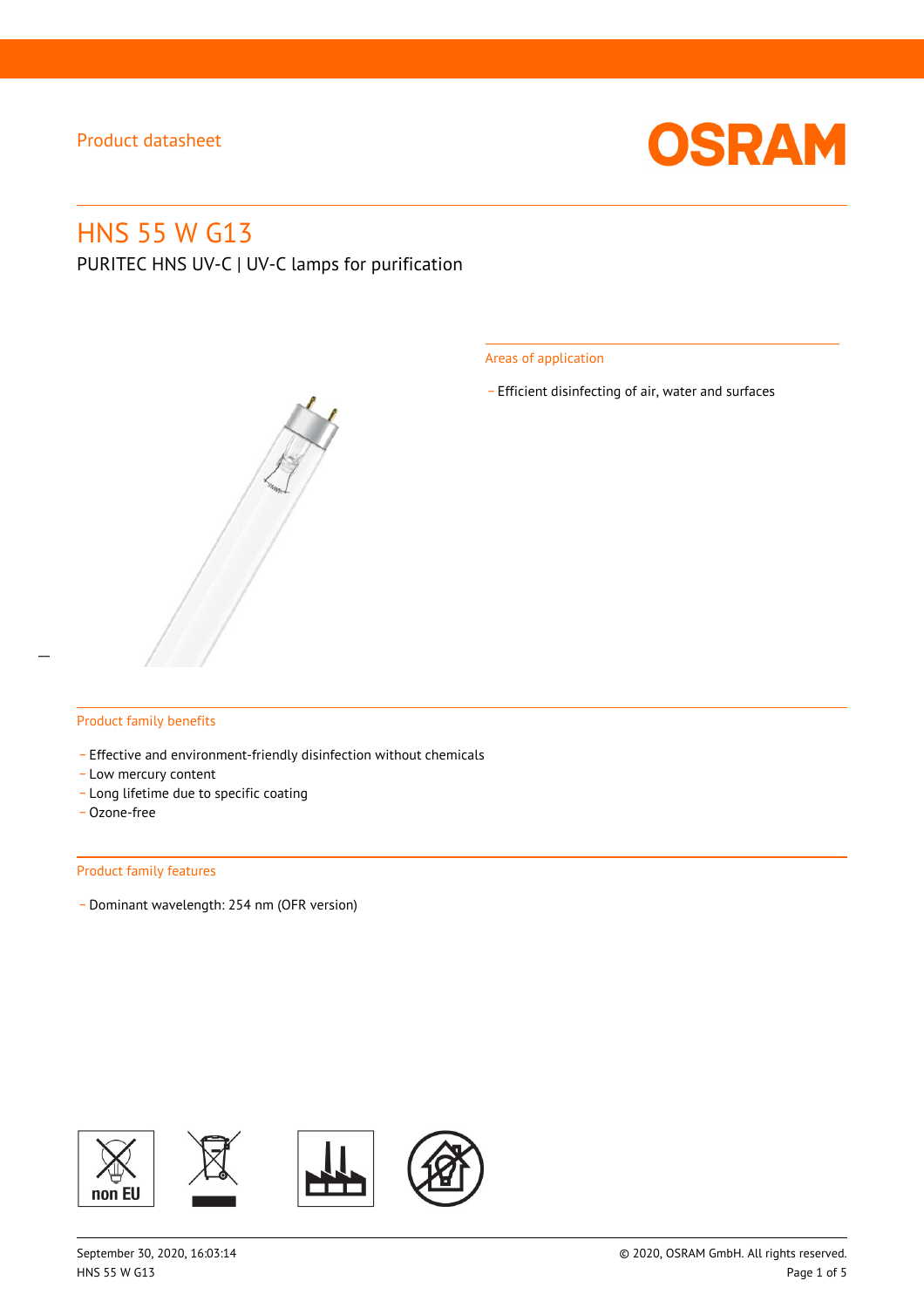Product datasheet

# HNS 55 W G13

PURITEC HNS UV-C | UV-C lamps for purification

## Areas of application

- Efficient disinfecting of air, water and surfaces

## Product family benefits

- Effective and environment-friendly disinfection without chemicals
- Low mercury content
- Long lifetime due to specific coating
- Ozone-free

## Product family features

- Dominant wavelength: 254 nm (OFR version)

non EU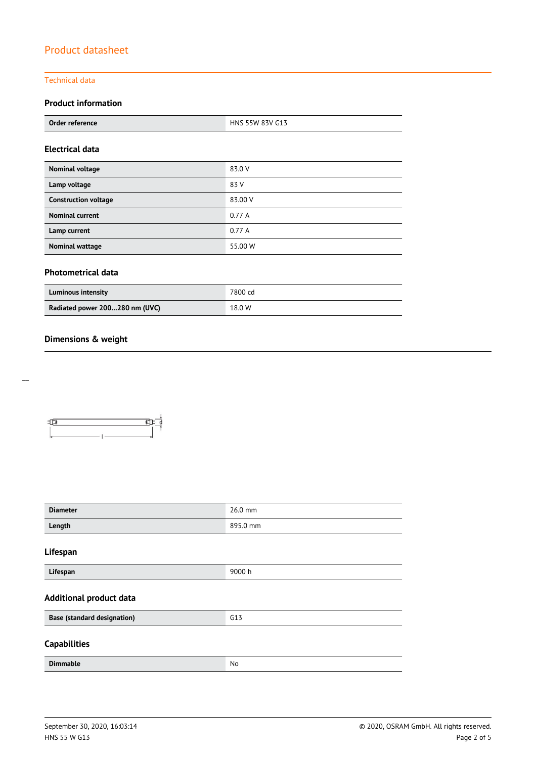# Product datasheet

## Technical data

### Product information

| Order reference | HNS 55W 83V G13 |
|---|---|

### Electrical data

| Nominal voltage | 83.0 V |
|---|---|
| Lamp voltage | 83 V |
| Construction voltage | 83.00 V |
| Nominal current | 0.77 A |
| Lamp current | 0.77 A |
| Nominal wattage | 55.00 W |

### Photometrical data

| Luminous intensity | 7800 cd |
|---|---|
| Radiated power 200...280 nm (UVC) | 18.0 W |

### Dimensions & weight

| Diameter | 26.0 mm |
|---|---|
| Length | 895.0 mm |

### Lifespan

| Lifespan | 9000 h |
|---|---|

### Additional product data

| Base (standard designation) | G13 |
|---|---|

### Capabilities

| Dimmable | No |
|---|---|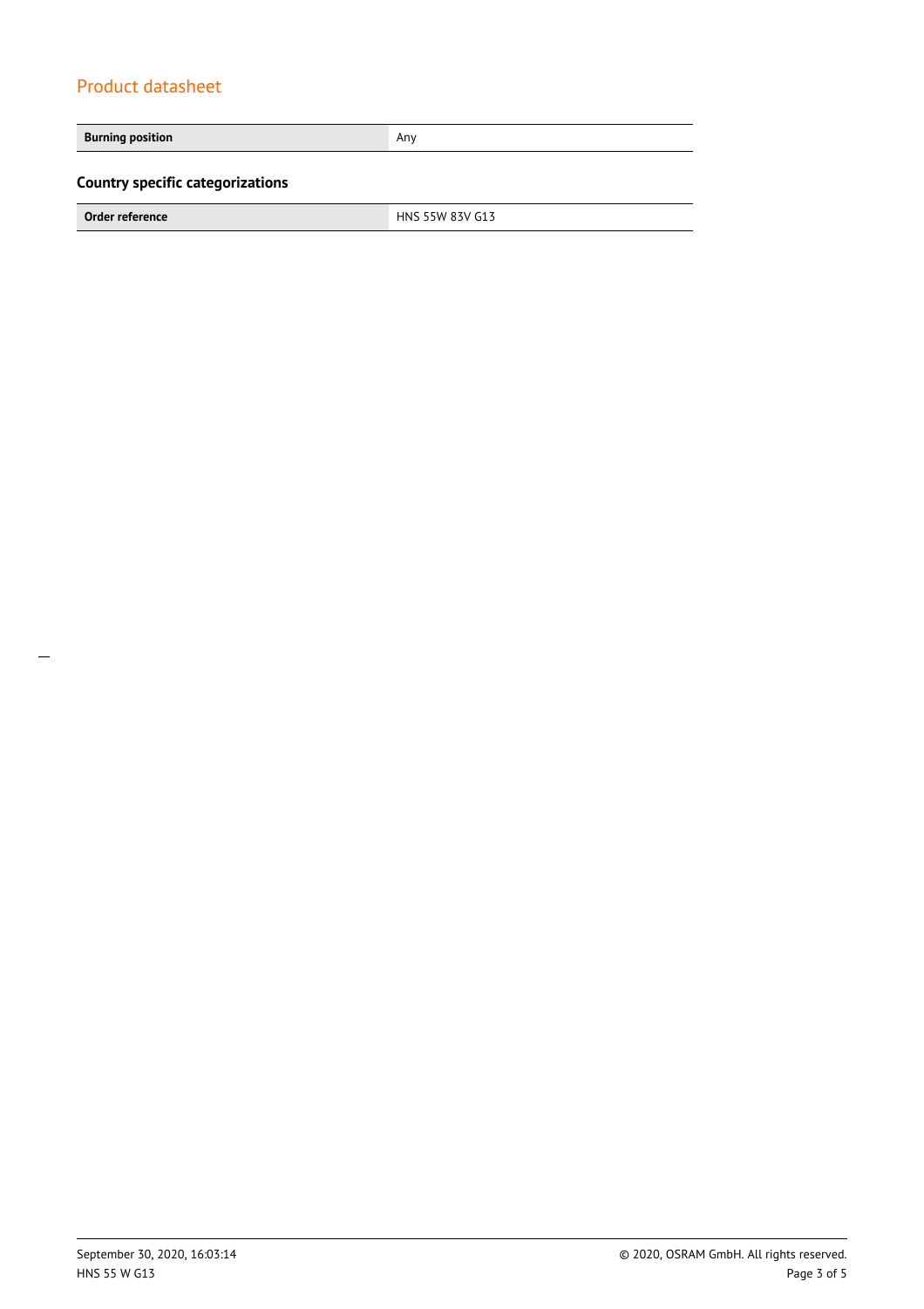| Burning position | Any |
|---|---|

### Country specific categorizations

| Order reference | HNS 55W 83V G13 |
|---|---|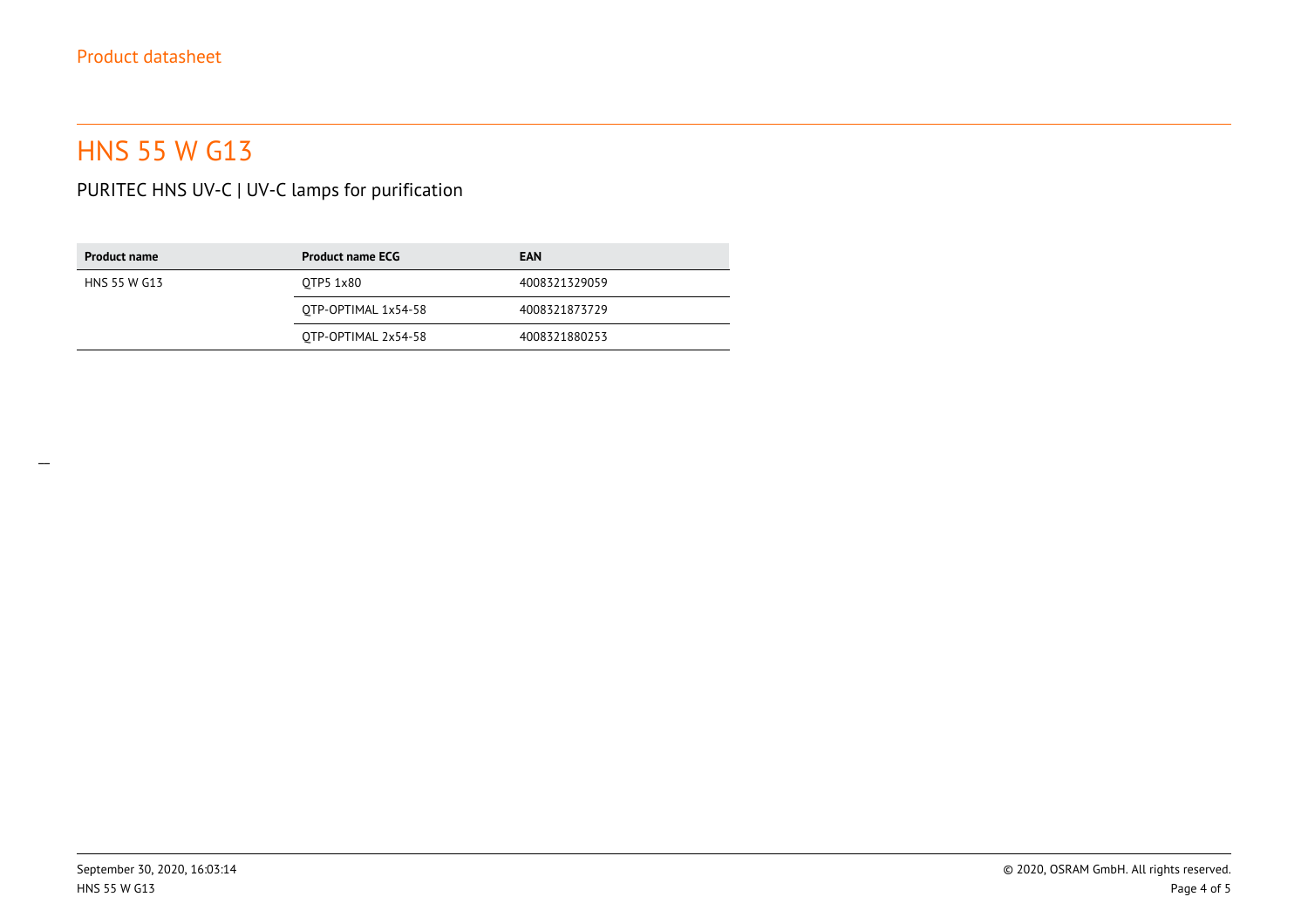# HNS 55 W G13

PURITEC HNS UV-C | UV-C lamps for purification

| Product name | Product name ECG | EAN |
| --- | --- | --- |
| HNS 55 W G13 | QTP5 1x80 | 4008321329059 |
| | QTP-OPTIMAL 1x54-58 | 4008321873729 |
| | QTP-OPTIMAL 2x54-58 | 4008321880253 |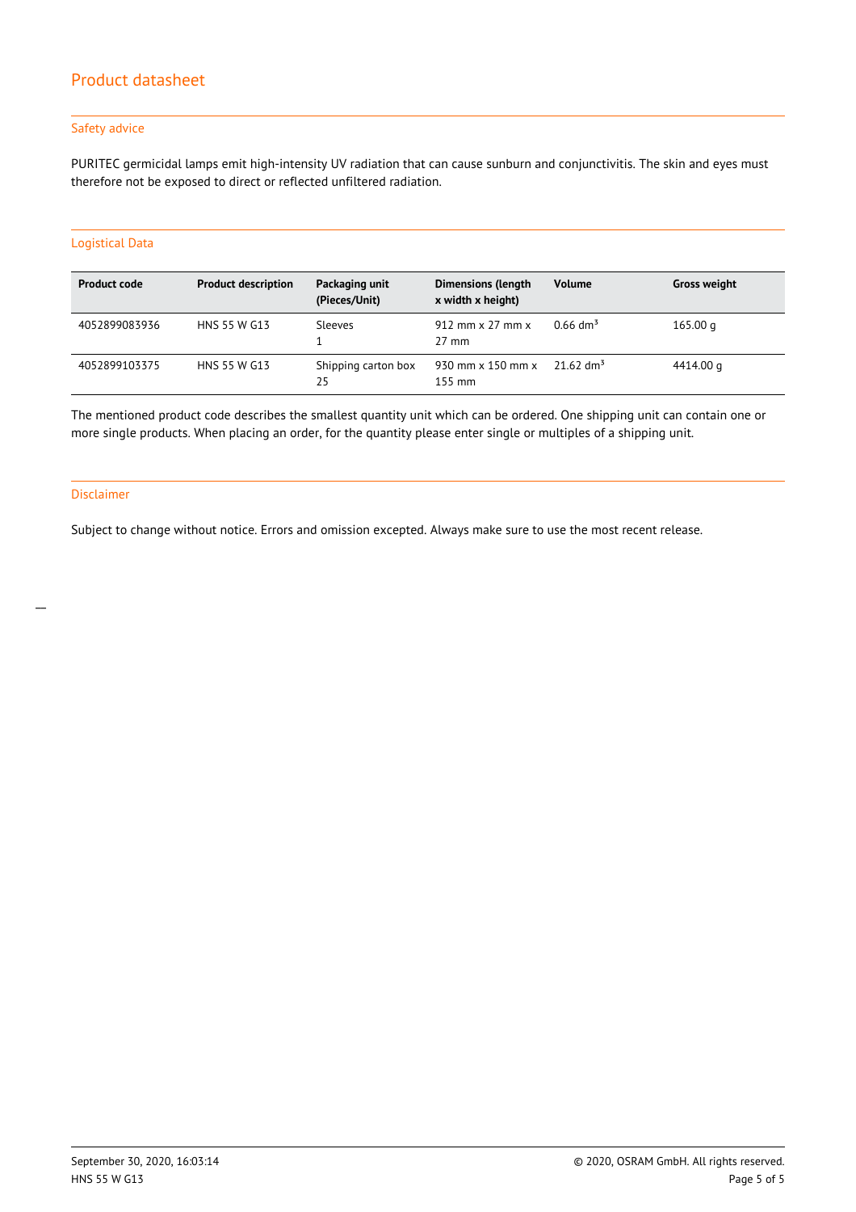# Product datasheet

## Safety advice

PURITEC germicidal lamps emit high-intensity UV radiation that can cause sunburn and conjunctivitis. The skin and eyes must therefore not be exposed to direct or reflected unfiltered radiation.

## Logistical Data

| Product code | Product description | Packaging unit (Pieces/Unit) | Dimensions (length x width x height) | Volume | Gross weight |
|---|---|---|---|---|---|
| 4052899083936 | HNS 55 W G13 | Sleeves 1 | 912 mm x 27 mm x 27 mm | 0.66 $dm^3$ | 165.00 g |
| 4052899103375 | HNS 55 W G13 | Shipping carton box 25 | 930 mm x 150 mm x 155 mm | 21.62 $dm^3$ | 4414.00 g |

The mentioned product code describes the smallest quantity unit which can be ordered. One shipping unit can contain one or more single products. When placing an order, for the quantity please enter single or multiples of a shipping unit.

## Disclaimer

Subject to change without notice. Errors and omission excepted. Always make sure to use the most recent release.